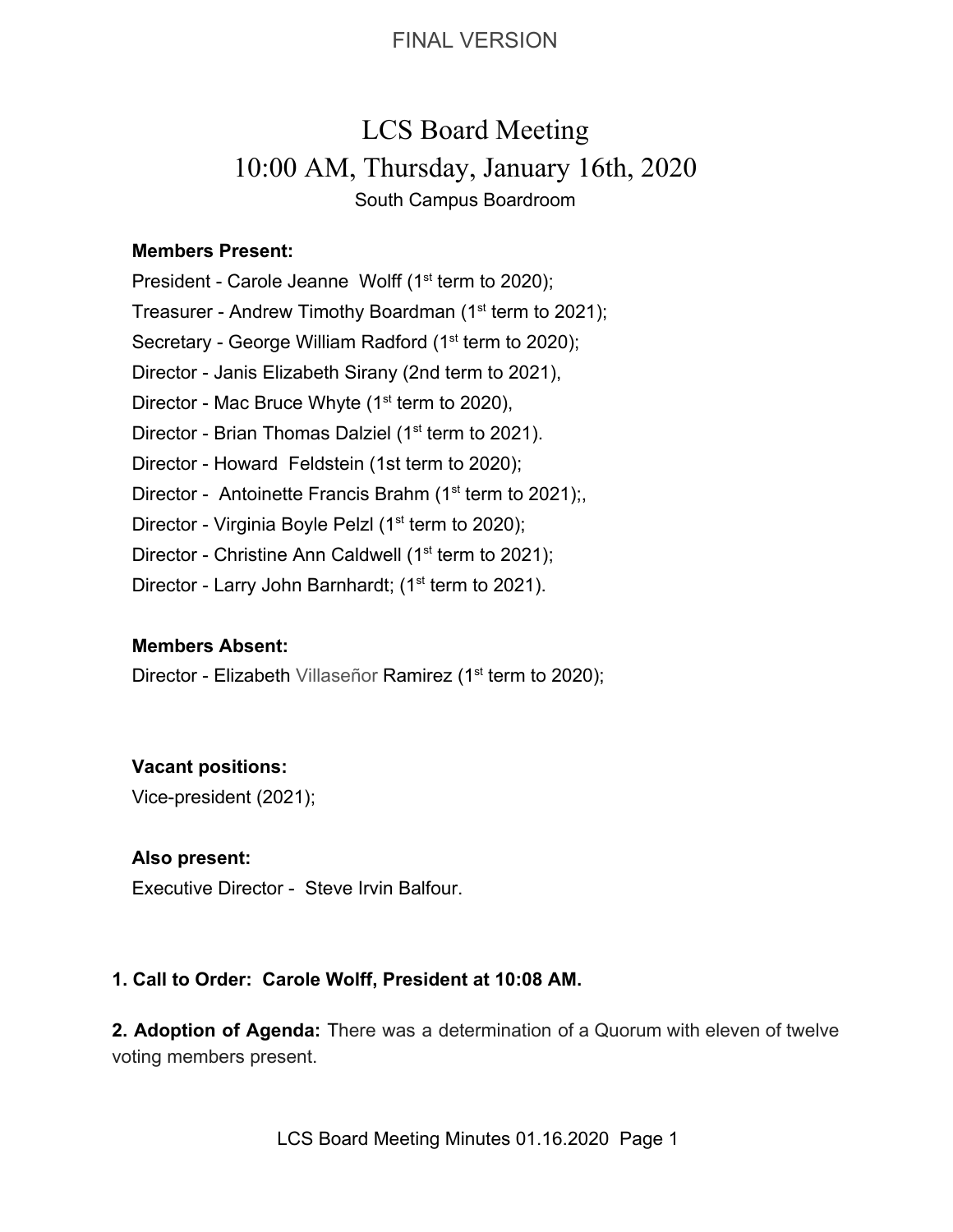FINAL VERSION

# LCS Board Meeting
## 10:00 AM, Thursday, January 16th, 2020
South Campus Boardroom

**Members Present:**

President - Carole Jeanne Wolff (1st term to 2020);
Treasurer - Andrew Timothy Boardman (1st term to 2021);
Secretary - George William Radford (1st term to 2020);
Director - Janis Elizabeth Sirany (2nd term to 2021),
Director - Mac Bruce Whyte (1st term to 2020),
Director - Brian Thomas Dalziel (1st term to 2021).
Director - Howard Feldstein (1st term to 2020);
Director - Antoinette Francis Brahm (1st term to 2021);,
Director - Virginia Boyle Pelzl (1st term to 2020);
Director - Christine Ann Caldwell (1st term to 2021);
Director - Larry John Barnhardt; (1st term to 2021).

**Members Absent:**

Director - Elizabeth Villaseñor Ramirez (1st term to 2020);

**Vacant positions:**

Vice-president (2021);

**Also present:**

Executive Director - Steve Irvin Balfour.

**1. Call to Order: Carole Wolff, President at 10:08 AM.**

**2. Adoption of Agenda:** There was a determination of a Quorum with eleven of twelve voting members present.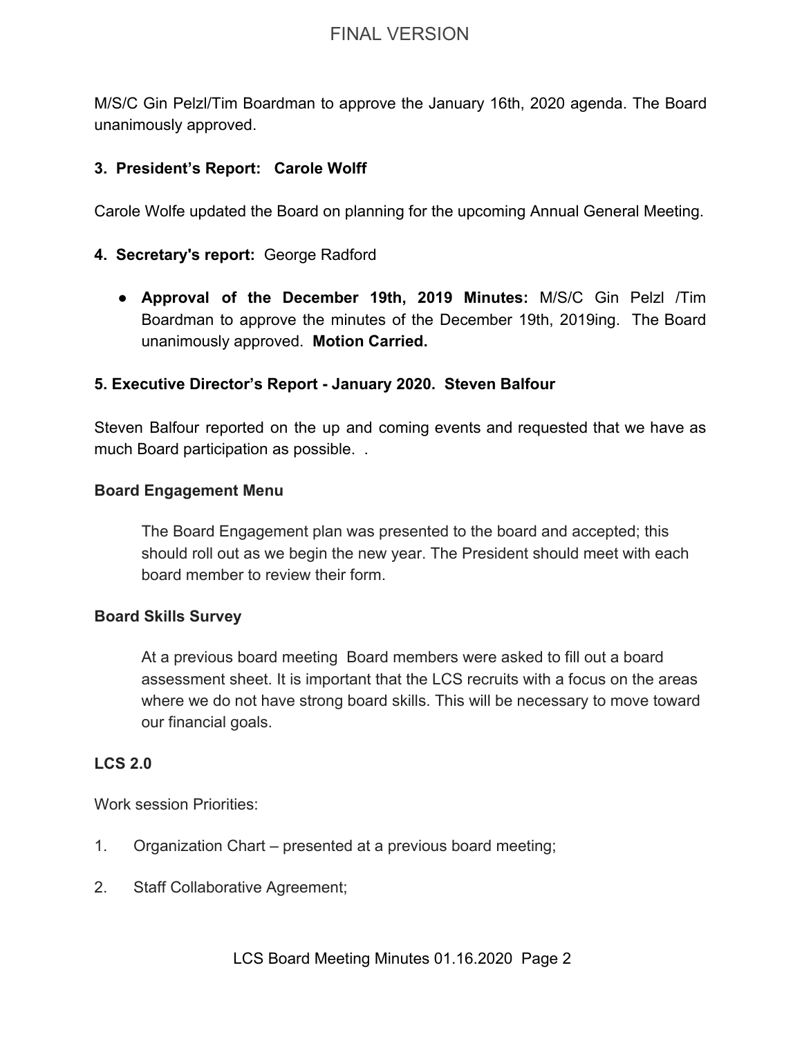M/S/C Gin Pelzl/Tim Boardman to approve the January 16th, 2020 agenda. The Board unanimously approved.

**3. President's Report: Carole Wolff**

Carole Wolfe updated the Board on planning for the upcoming Annual General Meeting.

**4. Secretary's report:** George Radford

- **Approval of the December 19th, 2019 Minutes:** M/S/C Gin Pelzl /Tim Boardman to approve the minutes of the December 19th, 2019ing. The Board unanimously approved. **Motion Carried.**

**5. Executive Director's Report - January 2020. Steven Balfour**

Steven Balfour reported on the up and coming events and requested that we have as much Board participation as possible. .

**Board Engagement Menu**

> The Board Engagement plan was presented to the board and accepted; this should roll out as we begin the new year. The President should meet with each board member to review their form.

**Board Skills Survey**

> At a previous board meeting Board members were asked to fill out a board assessment sheet. It is important that the LCS recruits with a focus on the areas where we do not have strong board skills. This will be necessary to move toward our financial goals.

**LCS 2.0**

Work session Priorities:

1. Organization Chart – presented at a previous board meeting;
2. Staff Collaborative Agreement;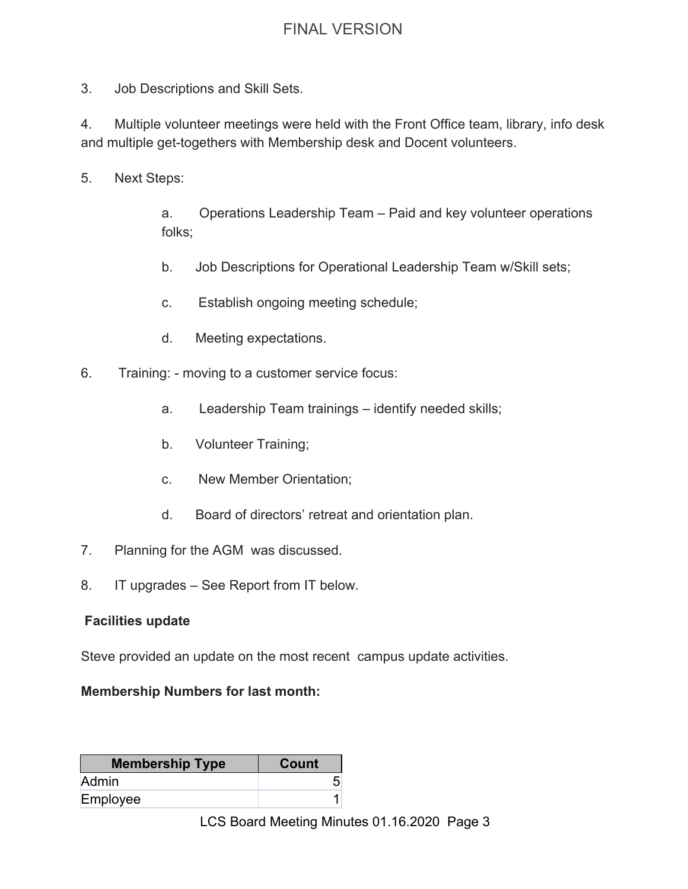3. Job Descriptions and Skill Sets.

4. Multiple volunteer meetings were held with the Front Office team, library, info desk and multiple get-togethers with Membership desk and Docent volunteers.

5. Next Steps:

    a. Operations Leadership Team – Paid and key volunteer operations folks;

    b. Job Descriptions for Operational Leadership Team w/Skill sets;

    c. Establish ongoing meeting schedule;

    d. Meeting expectations.

6. Training: - moving to a customer service focus:

    a. Leadership Team trainings – identify needed skills;

    b. Volunteer Training;

    c. New Member Orientation;

    d. Board of directors' retreat and orientation plan.

7. Planning for the AGM was discussed.

8. IT upgrades – See Report from IT below.

**Facilities update**

Steve provided an update on the most recent campus update activities.

**Membership Numbers for last month:**

| Membership Type | Count |
|---|---|
| Admin | 5 |
| Employee | 1 |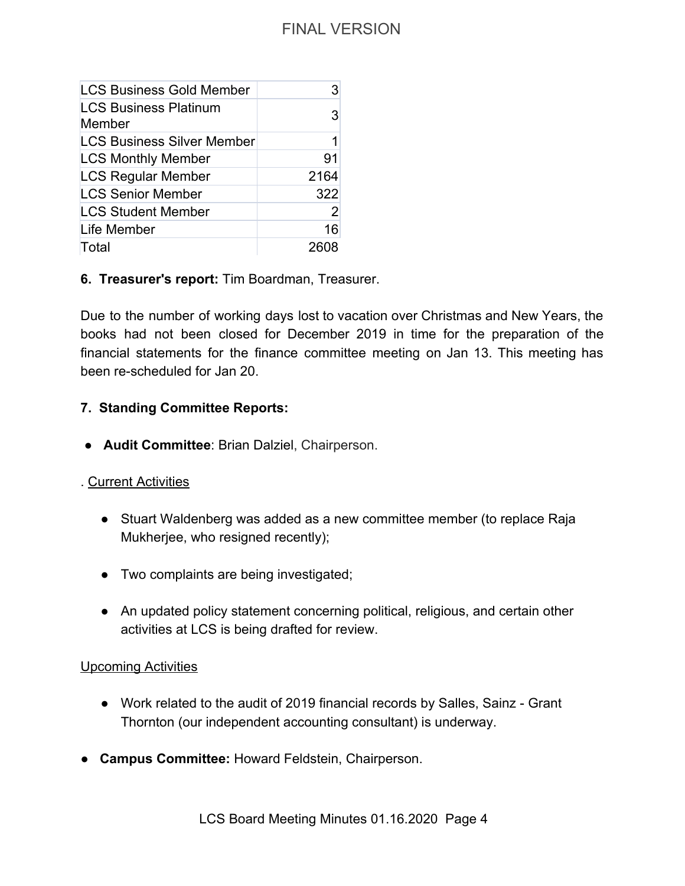| | |
|---|---|
| LCS Business Gold Member | 3 |
| LCS Business Platinum Member | 3 |
| LCS Business Silver Member | 1 |
| LCS Monthly Member | 91 |
| LCS Regular Member | 2164 |
| LCS Senior Member | 322 |
| LCS Student Member | 2 |
| Life Member | 16 |
| Total | 2608 |

**6. Treasurer's report:** Tim Boardman, Treasurer.

Due to the number of working days lost to vacation over Christmas and New Years, the books had not been closed for December 2019 in time for the preparation of the financial statements for the finance committee meeting on Jan 13. This meeting has been re-scheduled for Jan 20.

**7. Standing Committee Reports:**

- **Audit Committee**: Brian Dalziel, Chairperson.

. Current Activities

- Stuart Waldenberg was added as a new committee member (to replace Raja Mukherjee, who resigned recently);
- Two complaints are being investigated;
- An updated policy statement concerning political, religious, and certain other activities at LCS is being drafted for review.

Upcoming Activities

- Work related to the audit of 2019 financial records by Salles, Sainz - Grant Thornton (our independent accounting consultant) is underway.

- **Campus Committee:** Howard Feldstein, Chairperson.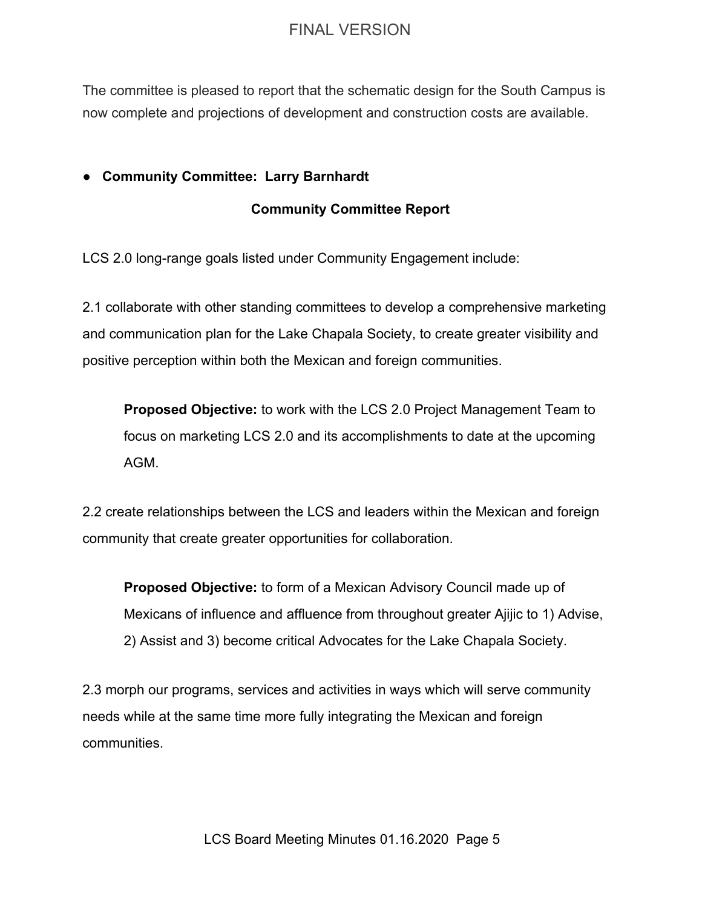The committee is pleased to report that the schematic design for the South Campus is now complete and projections of development and construction costs are available.

- **Community Committee: Larry Barnhardt**

**Community Committee Report**

LCS 2.0 long-range goals listed under Community Engagement include:

2.1 collaborate with other standing committees to develop a comprehensive marketing and communication plan for the Lake Chapala Society, to create greater visibility and positive perception within both the Mexican and foreign communities.

> **Proposed Objective:** to work with the LCS 2.0 Project Management Team to focus on marketing LCS 2.0 and its accomplishments to date at the upcoming AGM.

2.2 create relationships between the LCS and leaders within the Mexican and foreign community that create greater opportunities for collaboration.

> **Proposed Objective:** to form of a Mexican Advisory Council made up of Mexicans of influence and affluence from throughout greater Ajijic to 1) Advise, 2) Assist and 3) become critical Advocates for the Lake Chapala Society.

2.3 morph our programs, services and activities in ways which will serve community needs while at the same time more fully integrating the Mexican and foreign communities.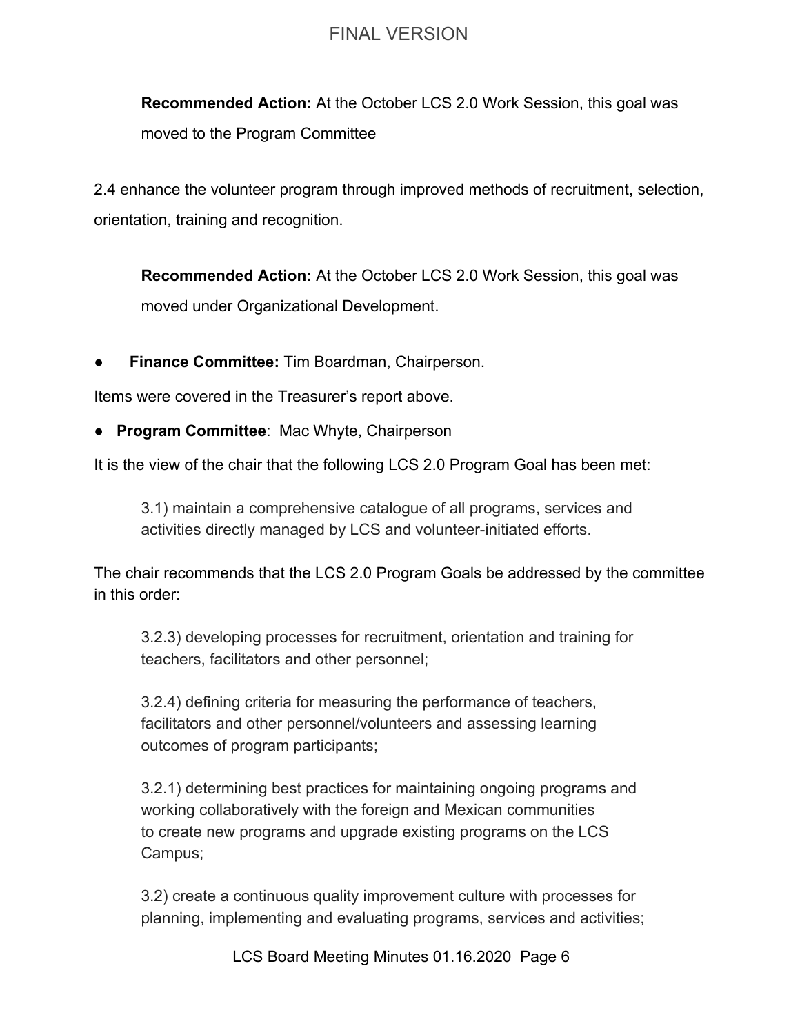**Recommended Action:** At the October LCS 2.0 Work Session, this goal was moved to the Program Committee

2.4 enhance the volunteer program through improved methods of recruitment, selection, orientation, training and recognition.

**Recommended Action:** At the October LCS 2.0 Work Session, this goal was moved under Organizational Development.

- **Finance Committee:** Tim Boardman, Chairperson.

Items were covered in the Treasurer's report above.

- **Program Committee**: Mac Whyte, Chairperson

It is the view of the chair that the following LCS 2.0 Program Goal has been met:

3.1) maintain a comprehensive catalogue of all programs, services and activities directly managed by LCS and volunteer-initiated efforts.

The chair recommends that the LCS 2.0 Program Goals be addressed by the committee in this order:

3.2.3) developing processes for recruitment, orientation and training for teachers, facilitators and other personnel;

3.2.4) defining criteria for measuring the performance of teachers, facilitators and other personnel/volunteers and assessing learning outcomes of program participants;

3.2.1) determining best practices for maintaining ongoing programs and working collaboratively with the foreign and Mexican communities to create new programs and upgrade existing programs on the LCS Campus;

3.2) create a continuous quality improvement culture with processes for planning, implementing and evaluating programs, services and activities;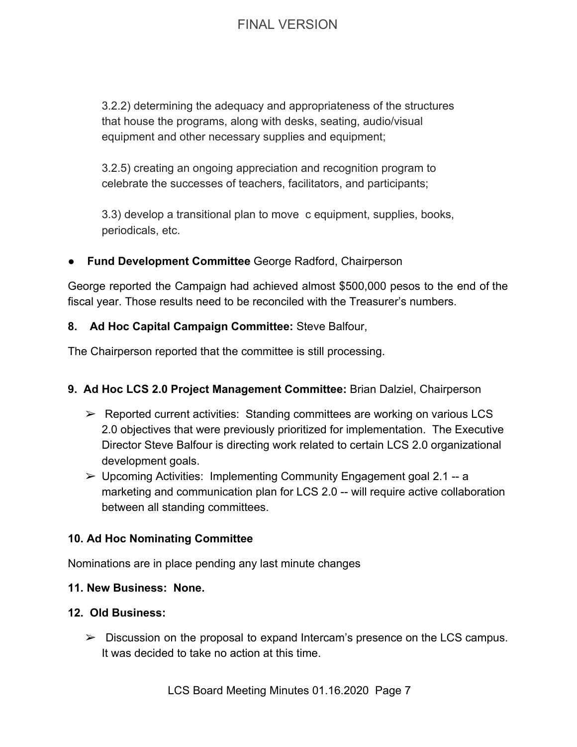3.2.2) determining the adequacy and appropriateness of the structures that house the programs, along with desks, seating, audio/visual equipment and other necessary supplies and equipment;

3.2.5) creating an ongoing appreciation and recognition program to celebrate the successes of teachers, facilitators, and participants;

3.3) develop a transitional plan to move c equipment, supplies, books, periodicals, etc.

- **Fund Development Committee** George Radford, Chairperson

George reported the Campaign had achieved almost $500,000 pesos to the end of the fiscal year. Those results need to be reconciled with the Treasurer's numbers.

**8. Ad Hoc Capital Campaign Committee:** Steve Balfour,

The Chairperson reported that the committee is still processing.

**9. Ad Hoc LCS 2.0 Project Management Committee:** Brian Dalziel, Chairperson

- Reported current activities: Standing committees are working on various LCS 2.0 objectives that were previously prioritized for implementation. The Executive Director Steve Balfour is directing work related to certain LCS 2.0 organizational development goals.
- Upcoming Activities: Implementing Community Engagement goal 2.1 -- a marketing and communication plan for LCS 2.0 -- will require active collaboration between all standing committees.

**10. Ad Hoc Nominating Committee**

Nominations are in place pending any last minute changes

**11. New Business: None.**

**12. Old Business:**

- Discussion on the proposal to expand Intercam's presence on the LCS campus. It was decided to take no action at this time.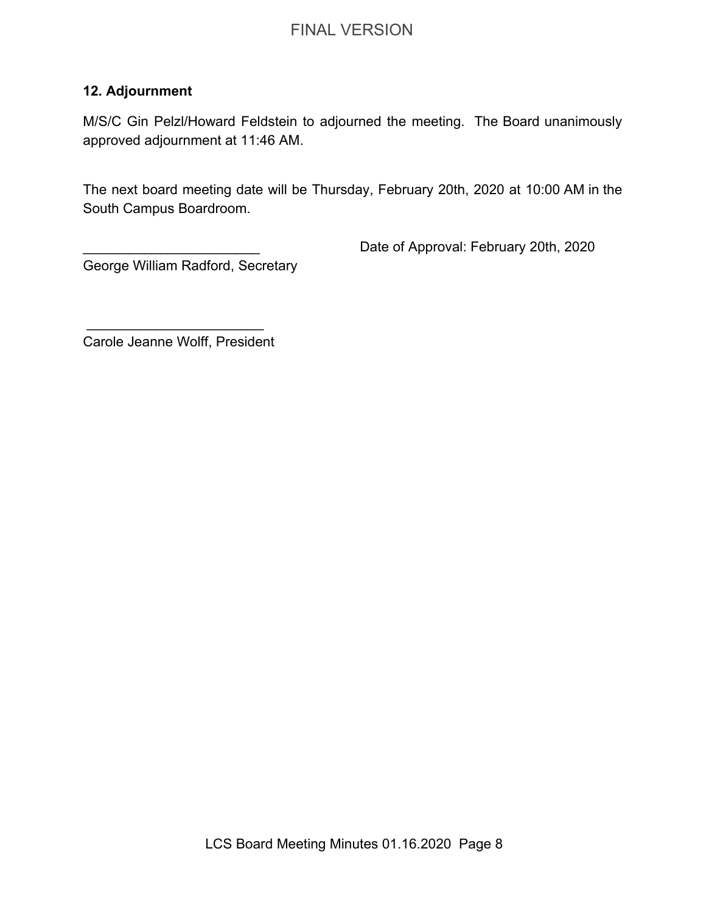## 12. Adjournment

M/S/C Gin Pelzl/Howard Feldstein to adjourned the meeting. The Board unanimously approved adjournment at 11:46 AM.

The next board meeting date will be Thursday, February 20th, 2020 at 10:00 AM in the South Campus Boardroom.

_______________________ Date of Approval: February 20th, 2020

George William Radford, Secretary

_______________________

Carole Jeanne Wolff, President